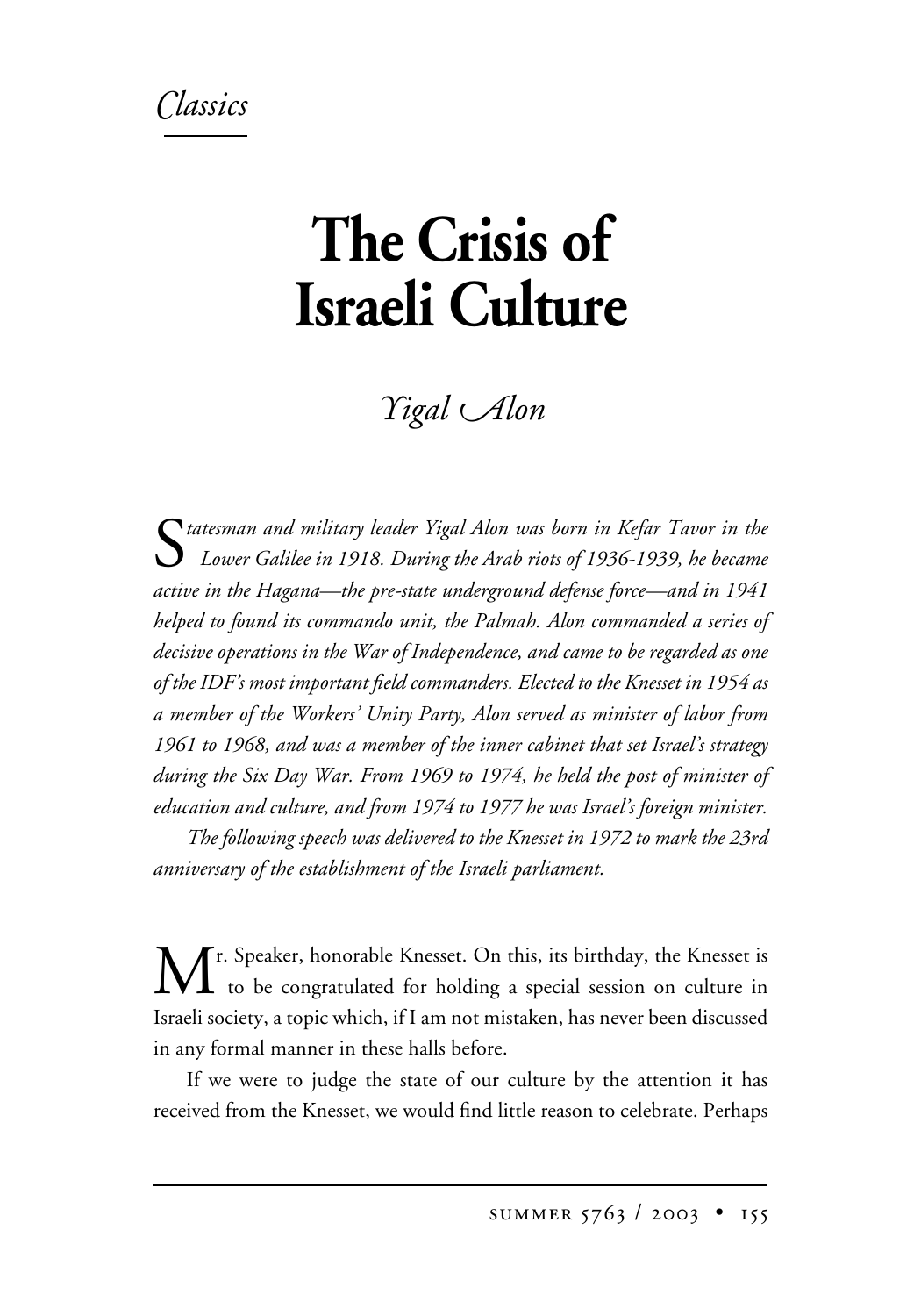*Classics*

# The Crisis of Israeli Culture

*Yigal Alon*

*Statesman and military leader Yigal Alon was born in Kefar Tavor in the Lower Galilee in 1918. During the Arab riots of 1936-1939, he became active in the Hagana—the pre-state underground defense force—and in 1941 helped to found its commando unit, the Palmah. Alon commanded a series of decisive operations in the War of Independence, and came to be regarded as one of the IDF's most important field commanders. Elected to the Knesset in 1954 as a member of the Workers' Unity Party, Alon served as minister of labor from 1961 to 1968, and was a member of the inner cabinet that set Israel's strategy during the Six Day War. From 1969 to 1974, he held the post of minister of education and culture, and from 1974 to 1977 he was Israel's foreign minister.*

*The following speech was delivered to the Knesset in 1972 to mark the 23rd anniversary of the establishment of the Israeli parliament.*

Mr. Speaker, honorable Knesset. On this, its birthday, the Knesset is to be congratulated for holding a special session on culture in Israeli society, a topic which, if I am not mistaken, has never been discussed in any formal manner in these halls before.

If we were to judge the state of our culture by the attention it has received from the Knesset, we would find little reason to celebrate. Perhaps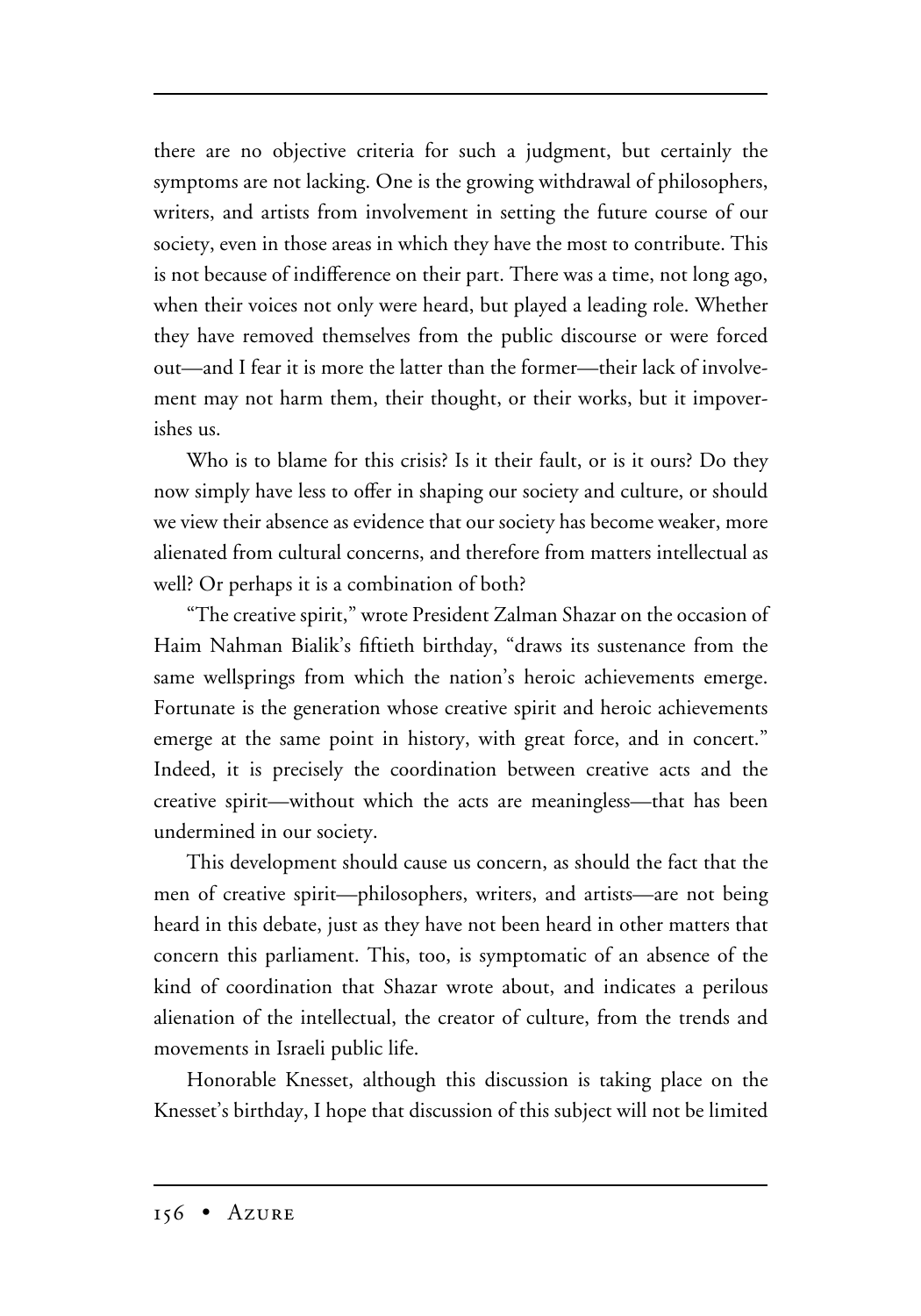there are no objective criteria for such a judgment, but certainly the symptoms are not lacking. One is the growing withdrawal of philosophers, writers, and artists from involvement in setting the future course of our society, even in those areas in which they have the most to contribute. This is not because of indifference on their part. There was a time, not long ago, when their voices not only were heard, but played a leading role. Whether they have removed themselves from the public discourse or were forced out—and I fear it is more the latter than the former—their lack of involvement may not harm them, their thought, or their works, but it impoverishes us.

Who is to blame for this crisis? Is it their fault, or is it ours? Do they now simply have less to offer in shaping our society and culture, or should we view their absence as evidence that our society has become weaker, more alienated from cultural concerns, and therefore from matters intellectual as well? Or perhaps it is a combination of both?

"The creative spirit," wrote President Zalman Shazar on the occasion of Haim Nahman Bialik's fiftieth birthday, "draws its sustenance from the same wellsprings from which the nation's heroic achievements emerge. Fortunate is the generation whose creative spirit and heroic achievements emerge at the same point in history, with great force, and in concert." Indeed, it is precisely the coordination between creative acts and the creative spirit—without which the acts are meaningless—that has been undermined in our society.

This development should cause us concern, as should the fact that the men of creative spirit—philosophers, writers, and artists—are not being heard in this debate, just as they have not been heard in other matters that concern this parliament. This, too, is symptomatic of an absence of the kind of coordination that Shazar wrote about, and indicates a perilous alienation of the intellectual, the creator of culture, from the trends and movements in Israeli public life.

Honorable Knesset, although this discussion is taking place on the Knesset's birthday, I hope that discussion of this subject will not be limited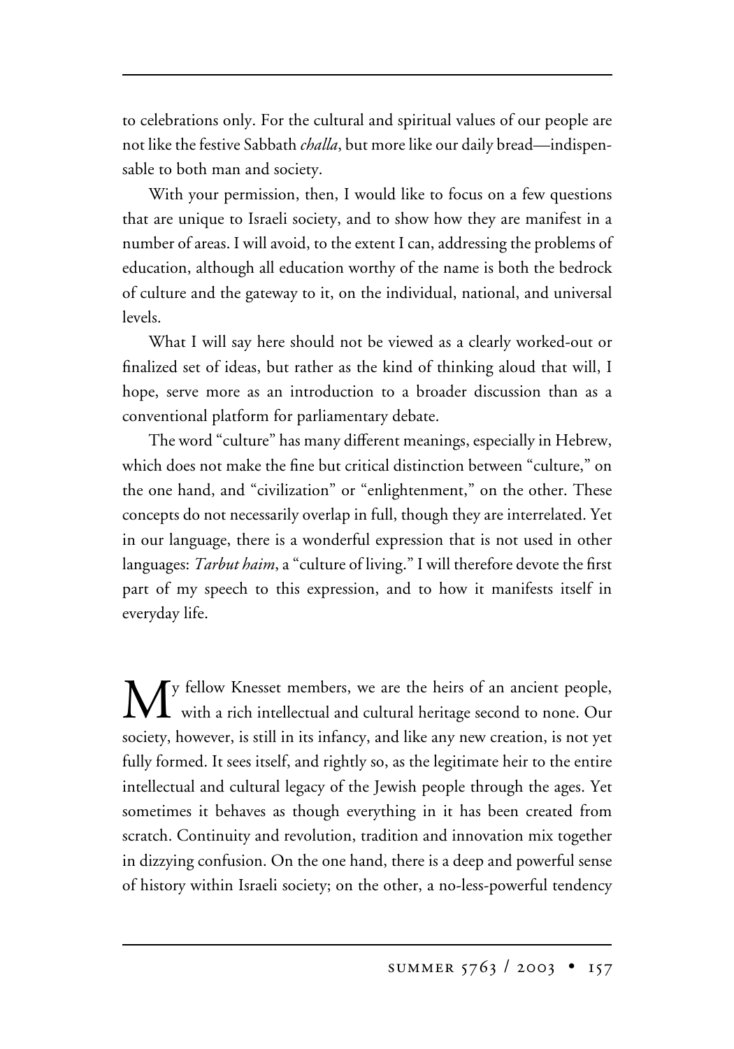to celebrations only. For the cultural and spiritual values of our people are not like the festive Sabbath *challa*, but more like our daily bread—indispensable to both man and society.

With your permission, then, I would like to focus on a few questions that are unique to Israeli society, and to show how they are manifest in a number of areas. I will avoid, to the extent I can, addressing the problems of education, although all education worthy of the name is both the bedrock of culture and the gateway to it, on the individual, national, and universal levels.

What I will say here should not be viewed as a clearly worked-out or finalized set of ideas, but rather as the kind of thinking aloud that will, I hope, serve more as an introduction to a broader discussion than as a conventional platform for parliamentary debate.

The word "culture" has many different meanings, especially in Hebrew, which does not make the fine but critical distinction between "culture," on the one hand, and "civilization" or "enlightenment," on the other. These concepts do not necessarily overlap in full, though they are interrelated. Yet in our language, there is a wonderful expression that is not used in other languages: *Tarbut haim*, a "culture of living." I will therefore devote the first part of my speech to this expression, and to how it manifests itself in everyday life.

My fellow Knesset members, we are the heirs of an ancient people, with a rich intellectual and cultural heritage second to none. Our society, however, is still in its infancy, and like any new creation, is not yet fully formed. It sees itself, and rightly so, as the legitimate heir to the entire intellectual and cultural legacy of the Jewish people through the ages. Yet sometimes it behaves as though everything in it has been created from scratch. Continuity and revolution, tradition and innovation mix together in dizzying confusion. On the one hand, there is a deep and powerful sense of history within Israeli society; on the other, a no-less-powerful tendency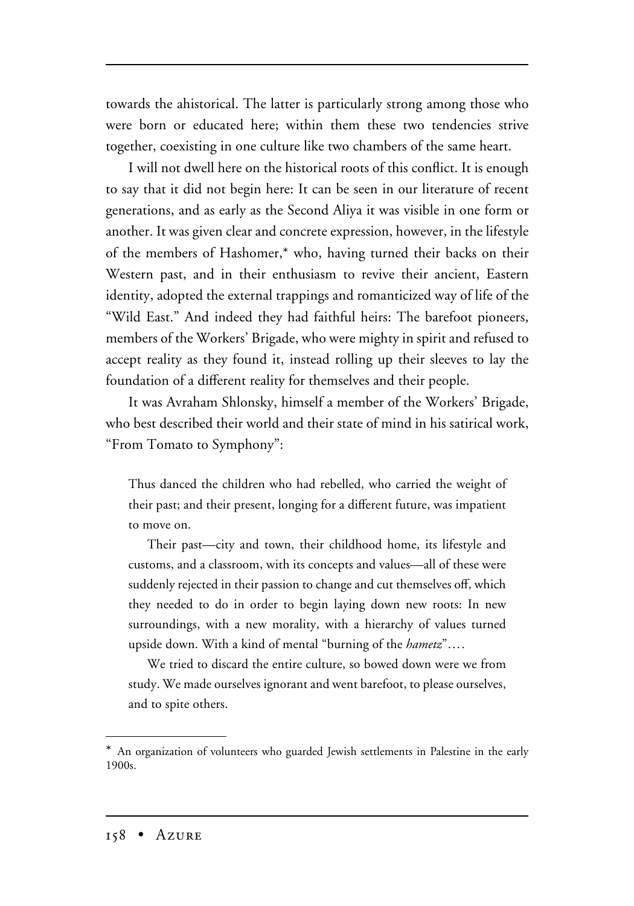towards the ahistorical. The latter is particularly strong among those who were born or educated here; within them these two tendencies strive together, coexisting in one culture like two chambers of the same heart.

I will not dwell here on the historical roots of this conflict. It is enough to say that it did not begin here: It can be seen in our literature of recent generations, and as early as the Second Aliya it was visible in one form or another. It was given clear and concrete expression, however, in the lifestyle of the members of Hashomer,* who, having turned their backs on their Western past, and in their enthusiasm to revive their ancient, Eastern identity, adopted the external trappings and romanticized way of life of the "Wild East." And indeed they had faithful heirs: The barefoot pioneers, members of the Workers' Brigade, who were mighty in spirit and refused to accept reality as they found it, instead rolling up their sleeves to lay the foundation of a different reality for themselves and their people.

It was Avraham Shlonsky, himself a member of the Workers' Brigade, who best described their world and their state of mind in his satirical work, "From Tomato to Symphony":

> Thus danced the children who had rebelled, who carried the weight of their past; and their present, longing for a different future, was impatient to move on.
>
> Their past—city and town, their childhood home, its lifestyle and customs, and a classroom, with its concepts and values—all of these were suddenly rejected in their passion to change and cut themselves off, which they needed to do in order to begin laying down new roots: In new surroundings, with a new morality, with a hierarchy of values turned upside down. With a kind of mental "burning of the *hametz*"….
>
> We tried to discard the entire culture, so bowed down were we from study. We made ourselves ignorant and went barefoot, to please ourselves, and to spite others.

---

* An organization of volunteers who guarded Jewish settlements in Palestine in the early 1900s.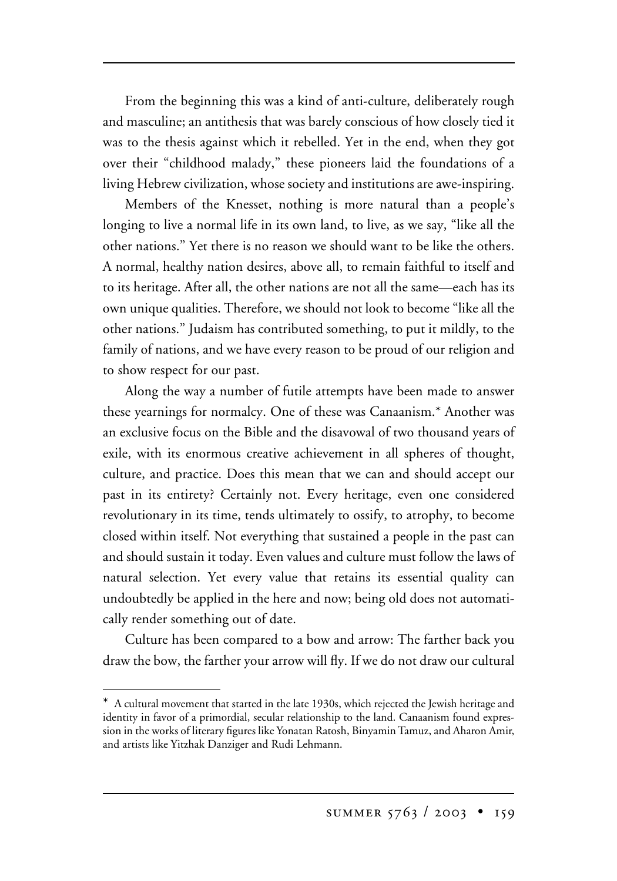From the beginning this was a kind of anti-culture, deliberately rough and masculine; an antithesis that was barely conscious of how closely tied it was to the thesis against which it rebelled. Yet in the end, when they got over their "childhood malady," these pioneers laid the foundations of a living Hebrew civilization, whose society and institutions are awe-inspiring.

Members of the Knesset, nothing is more natural than a people's longing to live a normal life in its own land, to live, as we say, "like all the other nations." Yet there is no reason we should want to be like the others. A normal, healthy nation desires, above all, to remain faithful to itself and to its heritage. After all, the other nations are not all the same—each has its own unique qualities. Therefore, we should not look to become "like all the other nations." Judaism has contributed something, to put it mildly, to the family of nations, and we have every reason to be proud of our religion and to show respect for our past.

Along the way a number of futile attempts have been made to answer these yearnings for normalcy. One of these was Canaanism.* Another was an exclusive focus on the Bible and the disavowal of two thousand years of exile, with its enormous creative achievement in all spheres of thought, culture, and practice. Does this mean that we can and should accept our past in its entirety? Certainly not. Every heritage, even one considered revolutionary in its time, tends ultimately to ossify, to atrophy, to become closed within itself. Not everything that sustained a people in the past can and should sustain it today. Even values and culture must follow the laws of natural selection. Yet every value that retains its essential quality can undoubtedly be applied in the here and now; being old does not automatically render something out of date.

Culture has been compared to a bow and arrow: The farther back you draw the bow, the farther your arrow will fly. If we do not draw our cultural

---

\* A cultural movement that started in the late 1930s, which rejected the Jewish heritage and identity in favor of a primordial, secular relationship to the land. Canaanism found expression in the works of literary figures like Yonatan Ratosh, Binyamin Tamuz, and Aharon Amir, and artists like Yitzhak Danziger and Rudi Lehmann.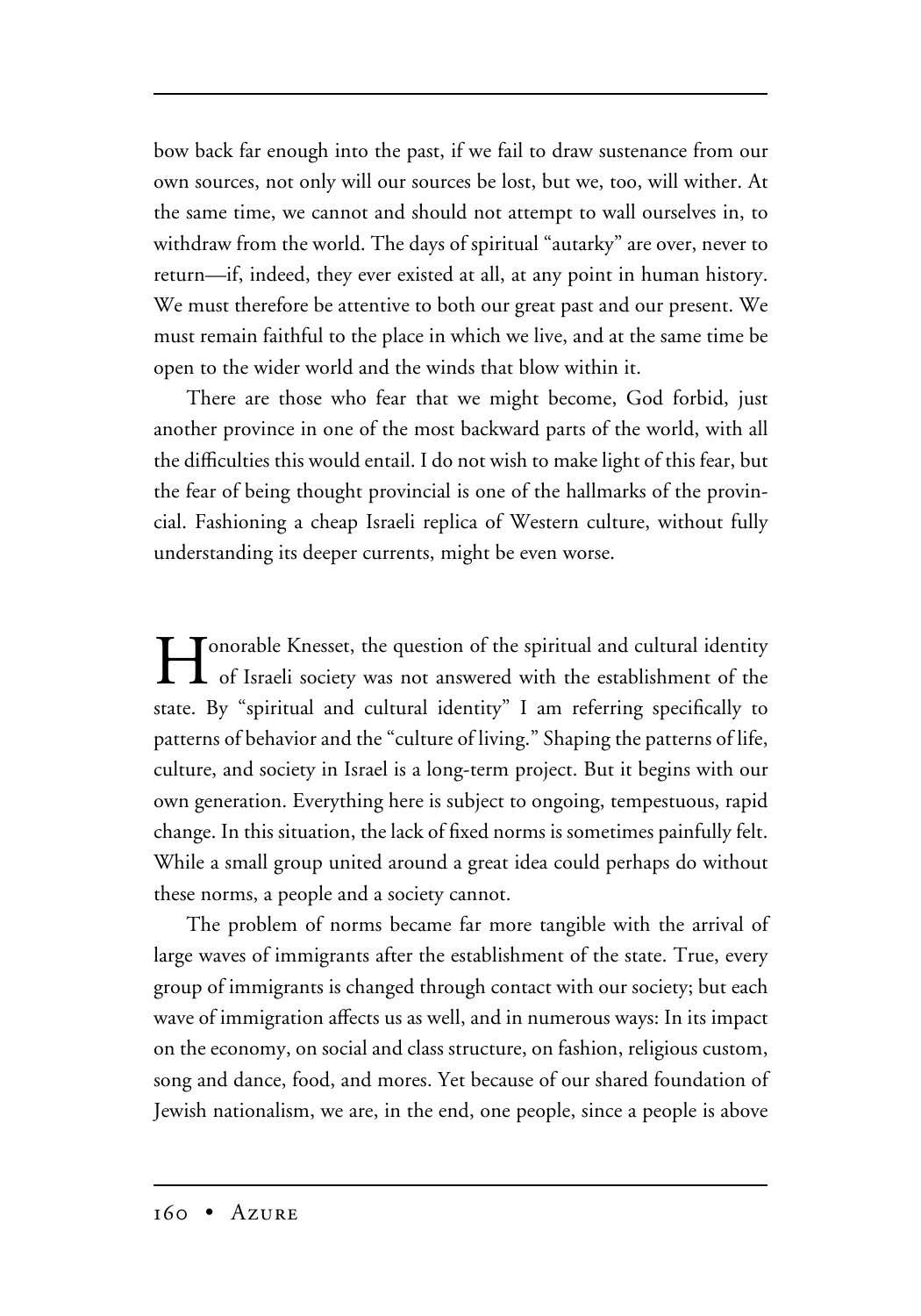bow back far enough into the past, if we fail to draw sustenance from our own sources, not only will our sources be lost, but we, too, will wither. At the same time, we cannot and should not attempt to wall ourselves in, to withdraw from the world. The days of spiritual "autarky" are over, never to return—if, indeed, they ever existed at all, at any point in human history. We must therefore be attentive to both our great past and our present. We must remain faithful to the place in which we live, and at the same time be open to the wider world and the winds that blow within it.

There are those who fear that we might become, God forbid, just another province in one of the most backward parts of the world, with all the difficulties this would entail. I do not wish to make light of this fear, but the fear of being thought provincial is one of the hallmarks of the provincial. Fashioning a cheap Israeli replica of Western culture, without fully understanding its deeper currents, might be even worse.

Honorable Knesset, the question of the spiritual and cultural identity of Israeli society was not answered with the establishment of the state. By "spiritual and cultural identity" I am referring specifically to patterns of behavior and the "culture of living." Shaping the patterns of life, culture, and society in Israel is a long-term project. But it begins with our own generation. Everything here is subject to ongoing, tempestuous, rapid change. In this situation, the lack of fixed norms is sometimes painfully felt. While a small group united around a great idea could perhaps do without these norms, a people and a society cannot.

The problem of norms became far more tangible with the arrival of large waves of immigrants after the establishment of the state. True, every group of immigrants is changed through contact with our society; but each wave of immigration affects us as well, and in numerous ways: In its impact on the economy, on social and class structure, on fashion, religious custom, song and dance, food, and mores. Yet because of our shared foundation of Jewish nationalism, we are, in the end, one people, since a people is above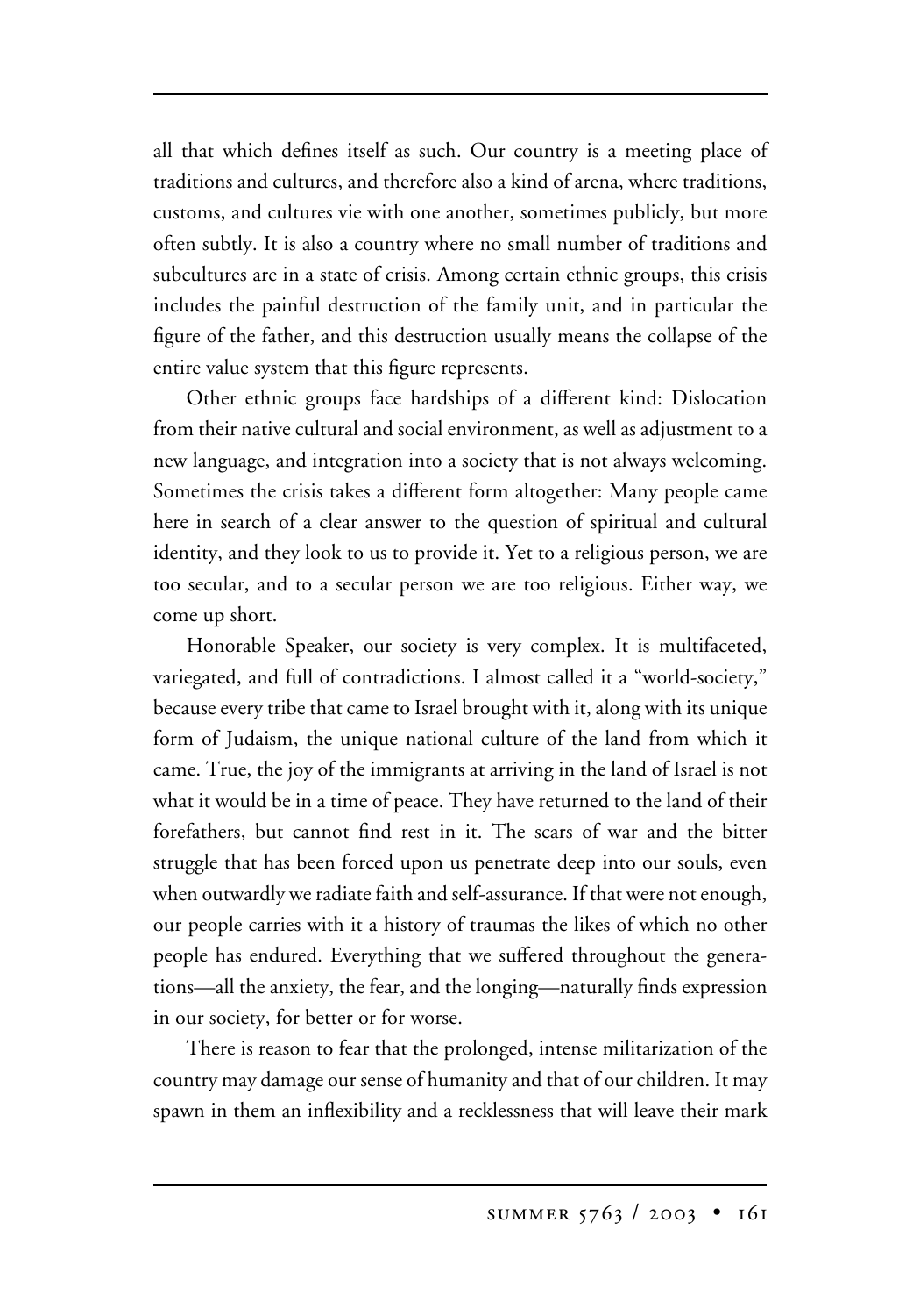all that which defines itself as such. Our country is a meeting place of traditions and cultures, and therefore also a kind of arena, where traditions, customs, and cultures vie with one another, sometimes publicly, but more often subtly. It is also a country where no small number of traditions and subcultures are in a state of crisis. Among certain ethnic groups, this crisis includes the painful destruction of the family unit, and in particular the figure of the father, and this destruction usually means the collapse of the entire value system that this figure represents.

Other ethnic groups face hardships of a different kind: Dislocation from their native cultural and social environment, as well as adjustment to a new language, and integration into a society that is not always welcoming. Sometimes the crisis takes a different form altogether: Many people came here in search of a clear answer to the question of spiritual and cultural identity, and they look to us to provide it. Yet to a religious person, we are too secular, and to a secular person we are too religious. Either way, we come up short.

Honorable Speaker, our society is very complex. It is multifaceted, variegated, and full of contradictions. I almost called it a "world-society," because every tribe that came to Israel brought with it, along with its unique form of Judaism, the unique national culture of the land from which it came. True, the joy of the immigrants at arriving in the land of Israel is not what it would be in a time of peace. They have returned to the land of their forefathers, but cannot find rest in it. The scars of war and the bitter struggle that has been forced upon us penetrate deep into our souls, even when outwardly we radiate faith and self-assurance. If that were not enough, our people carries with it a history of traumas the likes of which no other people has endured. Everything that we suffered throughout the generations—all the anxiety, the fear, and the longing—naturally finds expression in our society, for better or for worse.

There is reason to fear that the prolonged, intense militarization of the country may damage our sense of humanity and that of our children. It may spawn in them an inflexibility and a recklessness that will leave their mark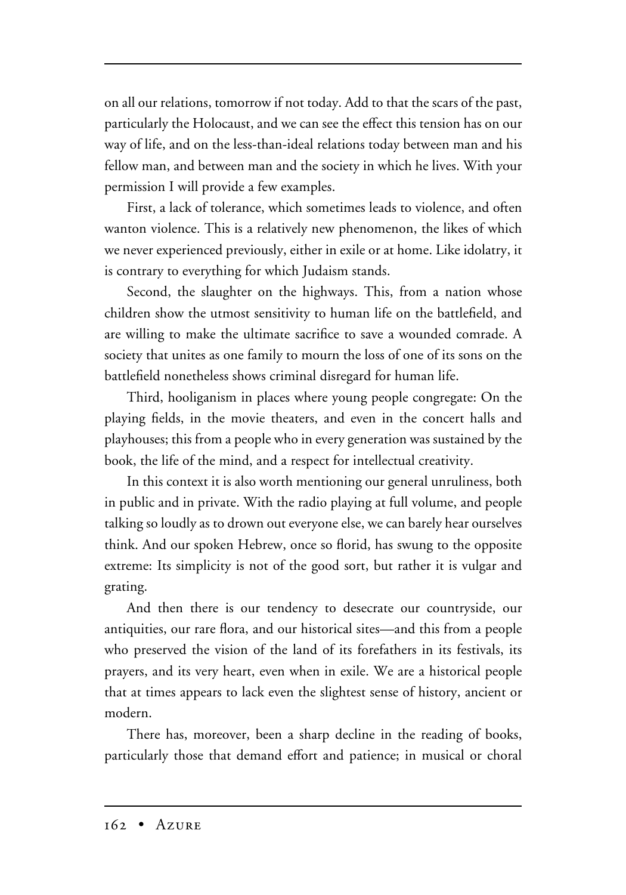on all our relations, tomorrow if not today. Add to that the scars of the past, particularly the Holocaust, and we can see the effect this tension has on our way of life, and on the less-than-ideal relations today between man and his fellow man, and between man and the society in which he lives. With your permission I will provide a few examples.

First, a lack of tolerance, which sometimes leads to violence, and often wanton violence. This is a relatively new phenomenon, the likes of which we never experienced previously, either in exile or at home. Like idolatry, it is contrary to everything for which Judaism stands.

Second, the slaughter on the highways. This, from a nation whose children show the utmost sensitivity to human life on the battlefield, and are willing to make the ultimate sacrifice to save a wounded comrade. A society that unites as one family to mourn the loss of one of its sons on the battlefield nonetheless shows criminal disregard for human life.

Third, hooliganism in places where young people congregate: On the playing fields, in the movie theaters, and even in the concert halls and playhouses; this from a people who in every generation was sustained by the book, the life of the mind, and a respect for intellectual creativity.

In this context it is also worth mentioning our general unruliness, both in public and in private. With the radio playing at full volume, and people talking so loudly as to drown out everyone else, we can barely hear ourselves think. And our spoken Hebrew, once so florid, has swung to the opposite extreme: Its simplicity is not of the good sort, but rather it is vulgar and grating.

And then there is our tendency to desecrate our countryside, our antiquities, our rare flora, and our historical sites—and this from a people who preserved the vision of the land of its forefathers in its festivals, its prayers, and its very heart, even when in exile. We are a historical people that at times appears to lack even the slightest sense of history, ancient or modern.

There has, moreover, been a sharp decline in the reading of books, particularly those that demand effort and patience; in musical or choral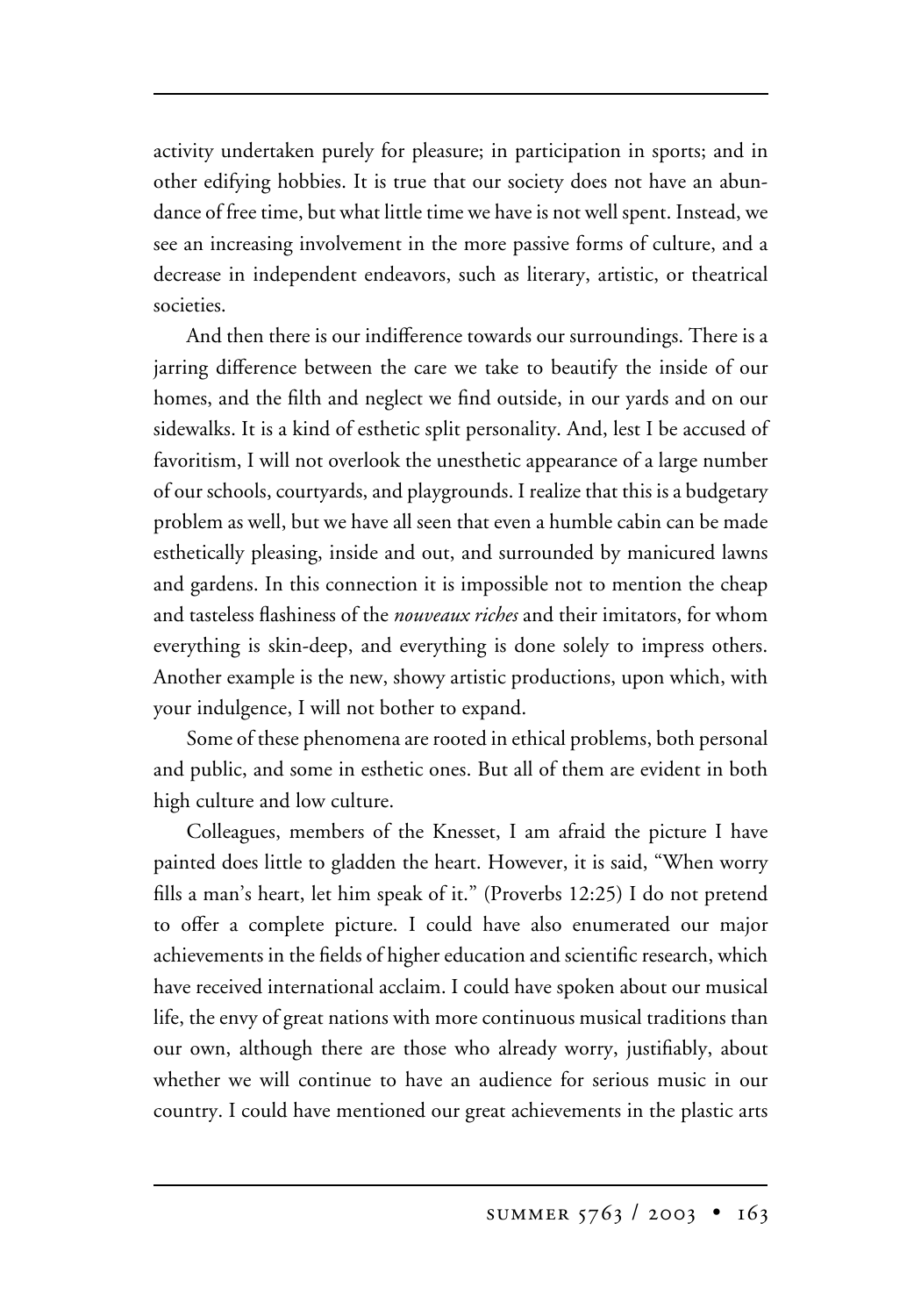activity undertaken purely for pleasure; in participation in sports; and in other edifying hobbies. It is true that our society does not have an abundance of free time, but what little time we have is not well spent. Instead, we see an increasing involvement in the more passive forms of culture, and a decrease in independent endeavors, such as literary, artistic, or theatrical societies.

And then there is our indifference towards our surroundings. There is a jarring difference between the care we take to beautify the inside of our homes, and the filth and neglect we find outside, in our yards and on our sidewalks. It is a kind of esthetic split personality. And, lest I be accused of favoritism, I will not overlook the unesthetic appearance of a large number of our schools, courtyards, and playgrounds. I realize that this is a budgetary problem as well, but we have all seen that even a humble cabin can be made esthetically pleasing, inside and out, and surrounded by manicured lawns and gardens. In this connection it is impossible not to mention the cheap and tasteless flashiness of the *nouveaux riches* and their imitators, for whom everything is skin-deep, and everything is done solely to impress others. Another example is the new, showy artistic productions, upon which, with your indulgence, I will not bother to expand.

Some of these phenomena are rooted in ethical problems, both personal and public, and some in esthetic ones. But all of them are evident in both high culture and low culture.

Colleagues, members of the Knesset, I am afraid the picture I have painted does little to gladden the heart. However, it is said, "When worry fills a man's heart, let him speak of it." (Proverbs 12:25) I do not pretend to offer a complete picture. I could have also enumerated our major achievements in the fields of higher education and scientific research, which have received international acclaim. I could have spoken about our musical life, the envy of great nations with more continuous musical traditions than our own, although there are those who already worry, justifiably, about whether we will continue to have an audience for serious music in our country. I could have mentioned our great achievements in the plastic arts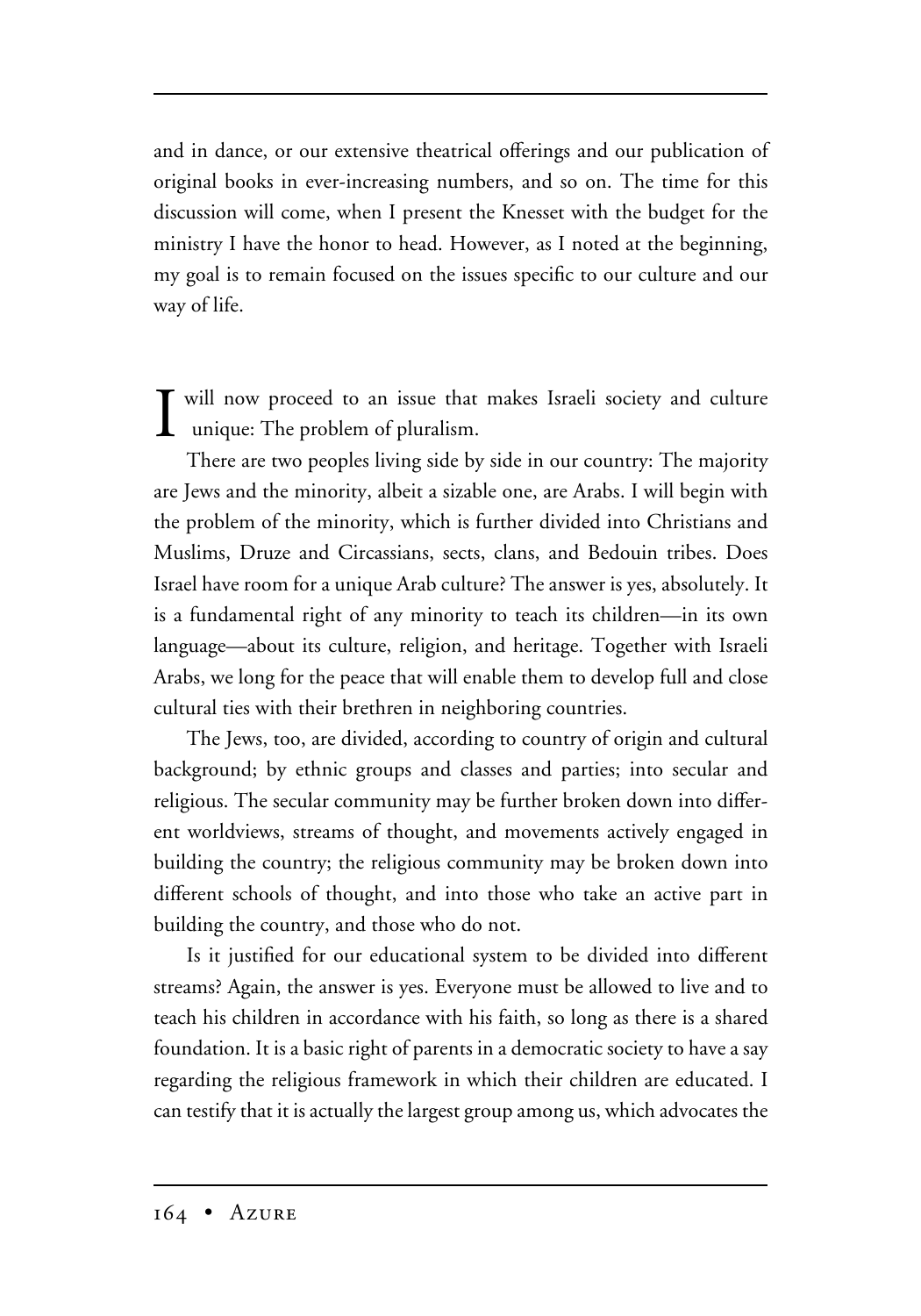and in dance, or our extensive theatrical offerings and our publication of original books in ever-increasing numbers, and so on. The time for this discussion will come, when I present the Knesset with the budget for the ministry I have the honor to head. However, as I noted at the beginning, my goal is to remain focused on the issues specific to our culture and our way of life.

I will now proceed to an issue that makes Israeli society and culture unique: The problem of pluralism.

There are two peoples living side by side in our country: The majority are Jews and the minority, albeit a sizable one, are Arabs. I will begin with the problem of the minority, which is further divided into Christians and Muslims, Druze and Circassians, sects, clans, and Bedouin tribes. Does Israel have room for a unique Arab culture? The answer is yes, absolutely. It is a fundamental right of any minority to teach its children—in its own language—about its culture, religion, and heritage. Together with Israeli Arabs, we long for the peace that will enable them to develop full and close cultural ties with their brethren in neighboring countries.

The Jews, too, are divided, according to country of origin and cultural background; by ethnic groups and classes and parties; into secular and religious. The secular community may be further broken down into different worldviews, streams of thought, and movements actively engaged in building the country; the religious community may be broken down into different schools of thought, and into those who take an active part in building the country, and those who do not.

Is it justified for our educational system to be divided into different streams? Again, the answer is yes. Everyone must be allowed to live and to teach his children in accordance with his faith, so long as there is a shared foundation. It is a basic right of parents in a democratic society to have a say regarding the religious framework in which their children are educated. I can testify that it is actually the largest group among us, which advocates the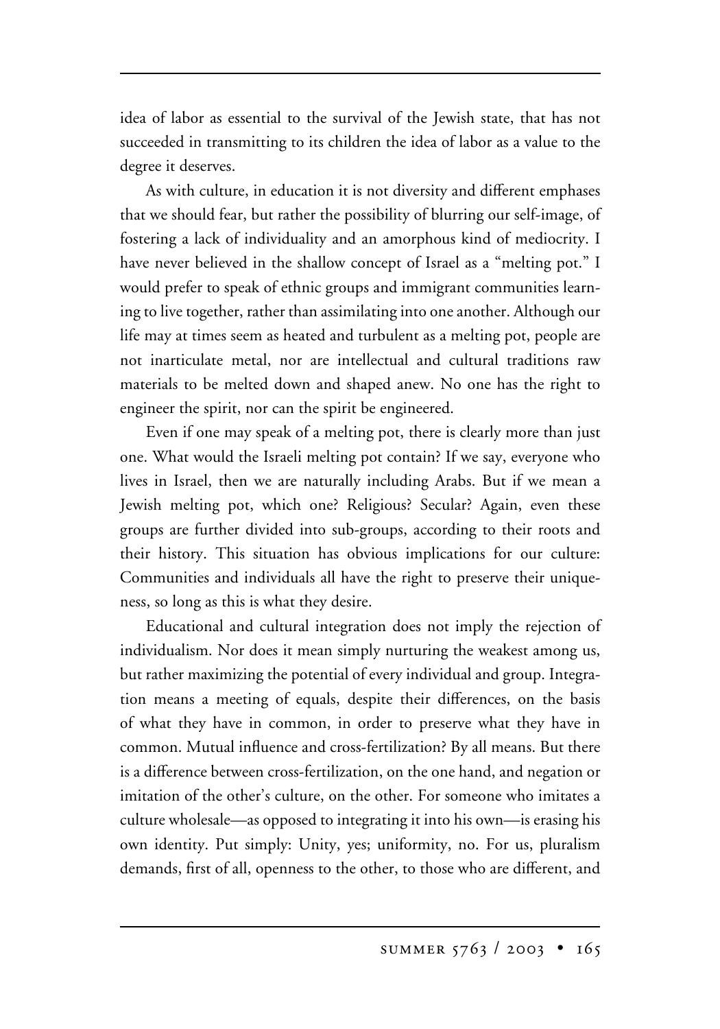idea of labor as essential to the survival of the Jewish state, that has not succeeded in transmitting to its children the idea of labor as a value to the degree it deserves.

As with culture, in education it is not diversity and different emphases that we should fear, but rather the possibility of blurring our self-image, of fostering a lack of individuality and an amorphous kind of mediocrity. I have never believed in the shallow concept of Israel as a "melting pot." I would prefer to speak of ethnic groups and immigrant communities learning to live together, rather than assimilating into one another. Although our life may at times seem as heated and turbulent as a melting pot, people are not inarticulate metal, nor are intellectual and cultural traditions raw materials to be melted down and shaped anew. No one has the right to engineer the spirit, nor can the spirit be engineered.

Even if one may speak of a melting pot, there is clearly more than just one. What would the Israeli melting pot contain? If we say, everyone who lives in Israel, then we are naturally including Arabs. But if we mean a Jewish melting pot, which one? Religious? Secular? Again, even these groups are further divided into sub-groups, according to their roots and their history. This situation has obvious implications for our culture: Communities and individuals all have the right to preserve their uniqueness, so long as this is what they desire.

Educational and cultural integration does not imply the rejection of individualism. Nor does it mean simply nurturing the weakest among us, but rather maximizing the potential of every individual and group. Integration means a meeting of equals, despite their differences, on the basis of what they have in common, in order to preserve what they have in common. Mutual influence and cross-fertilization? By all means. But there is a difference between cross-fertilization, on the one hand, and negation or imitation of the other's culture, on the other. For someone who imitates a culture wholesale—as opposed to integrating it into his own—is erasing his own identity. Put simply: Unity, yes; uniformity, no. For us, pluralism demands, first of all, openness to the other, to those who are different, and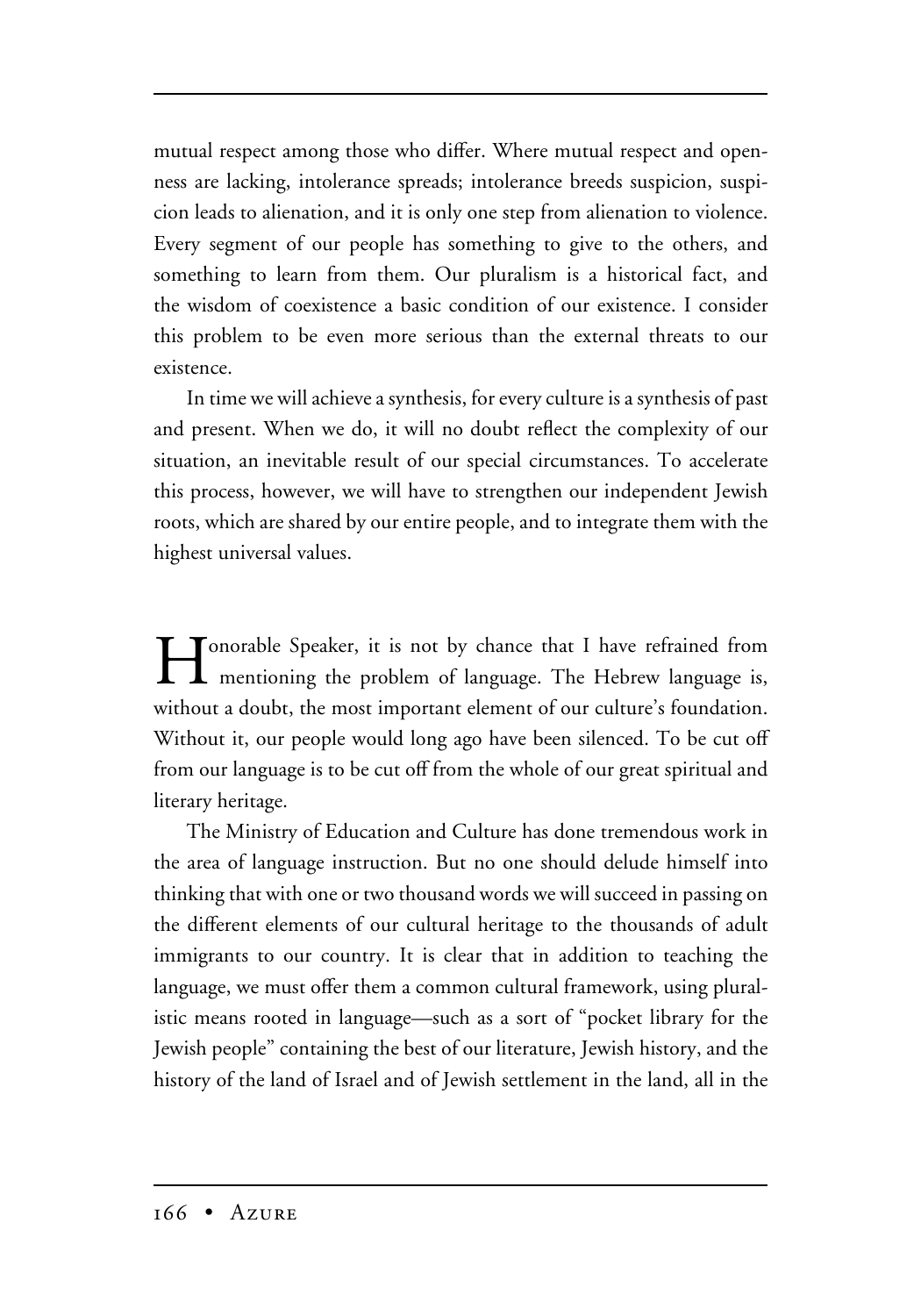mutual respect among those who differ. Where mutual respect and openness are lacking, intolerance spreads; intolerance breeds suspicion, suspicion leads to alienation, and it is only one step from alienation to violence. Every segment of our people has something to give to the others, and something to learn from them. Our pluralism is a historical fact, and the wisdom of coexistence a basic condition of our existence. I consider this problem to be even more serious than the external threats to our existence.

In time we will achieve a synthesis, for every culture is a synthesis of past and present. When we do, it will no doubt reflect the complexity of our situation, an inevitable result of our special circumstances. To accelerate this process, however, we will have to strengthen our independent Jewish roots, which are shared by our entire people, and to integrate them with the highest universal values.

Honorable Speaker, it is not by chance that I have refrained from mentioning the problem of language. The Hebrew language is, without a doubt, the most important element of our culture's foundation. Without it, our people would long ago have been silenced. To be cut off from our language is to be cut off from the whole of our great spiritual and literary heritage.

The Ministry of Education and Culture has done tremendous work in the area of language instruction. But no one should delude himself into thinking that with one or two thousand words we will succeed in passing on the different elements of our cultural heritage to the thousands of adult immigrants to our country. It is clear that in addition to teaching the language, we must offer them a common cultural framework, using pluralistic means rooted in language—such as a sort of "pocket library for the Jewish people" containing the best of our literature, Jewish history, and the history of the land of Israel and of Jewish settlement in the land, all in the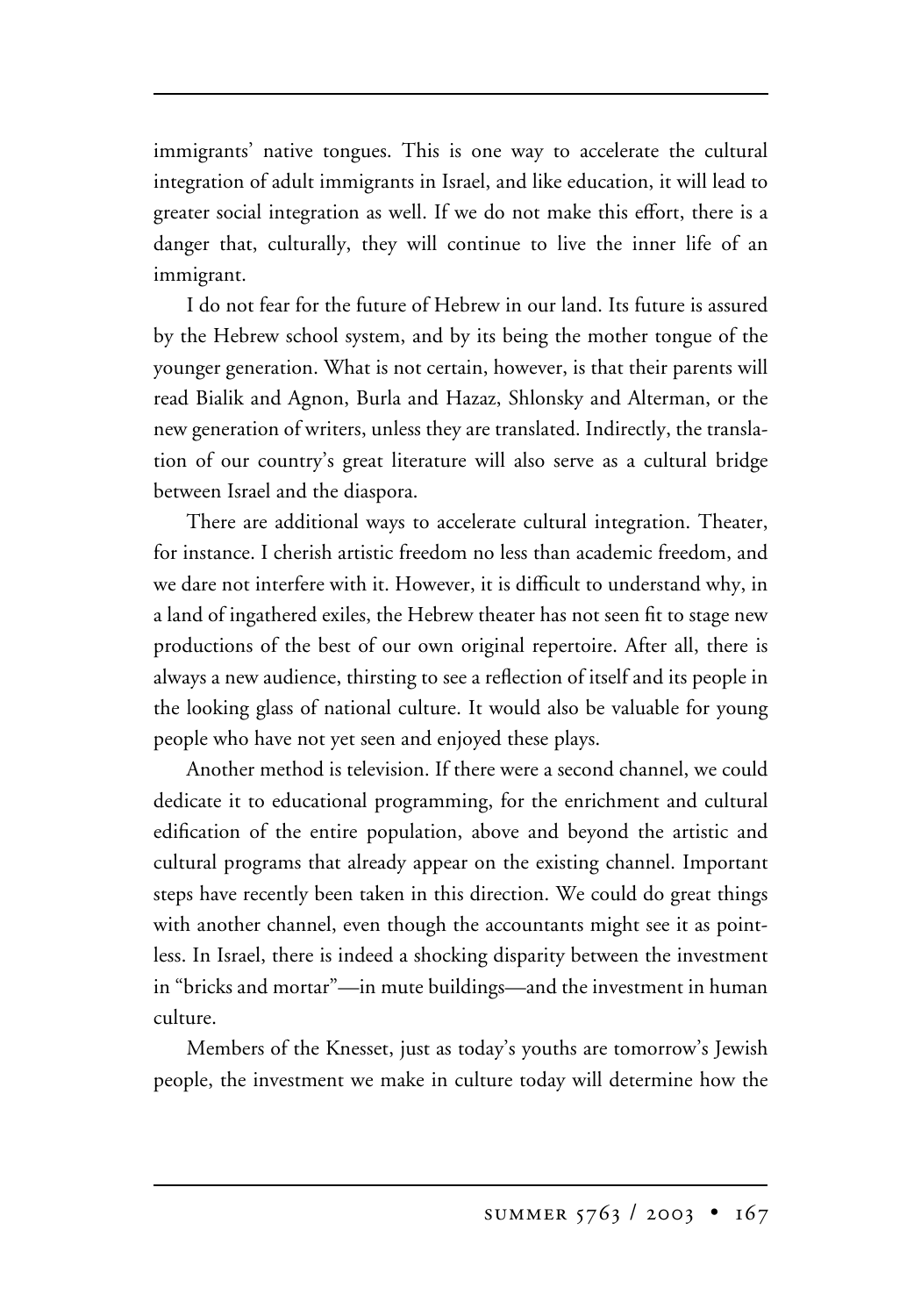immigrants' native tongues. This is one way to accelerate the cultural integration of adult immigrants in Israel, and like education, it will lead to greater social integration as well. If we do not make this effort, there is a danger that, culturally, they will continue to live the inner life of an immigrant.

I do not fear for the future of Hebrew in our land. Its future is assured by the Hebrew school system, and by its being the mother tongue of the younger generation. What is not certain, however, is that their parents will read Bialik and Agnon, Burla and Hazaz, Shlonsky and Alterman, or the new generation of writers, unless they are translated. Indirectly, the translation of our country's great literature will also serve as a cultural bridge between Israel and the diaspora.

There are additional ways to accelerate cultural integration. Theater, for instance. I cherish artistic freedom no less than academic freedom, and we dare not interfere with it. However, it is difficult to understand why, in a land of ingathered exiles, the Hebrew theater has not seen fit to stage new productions of the best of our own original repertoire. After all, there is always a new audience, thirsting to see a reflection of itself and its people in the looking glass of national culture. It would also be valuable for young people who have not yet seen and enjoyed these plays.

Another method is television. If there were a second channel, we could dedicate it to educational programming, for the enrichment and cultural edification of the entire population, above and beyond the artistic and cultural programs that already appear on the existing channel. Important steps have recently been taken in this direction. We could do great things with another channel, even though the accountants might see it as pointless. In Israel, there is indeed a shocking disparity between the investment in "bricks and mortar"—in mute buildings—and the investment in human culture.

Members of the Knesset, just as today's youths are tomorrow's Jewish people, the investment we make in culture today will determine how the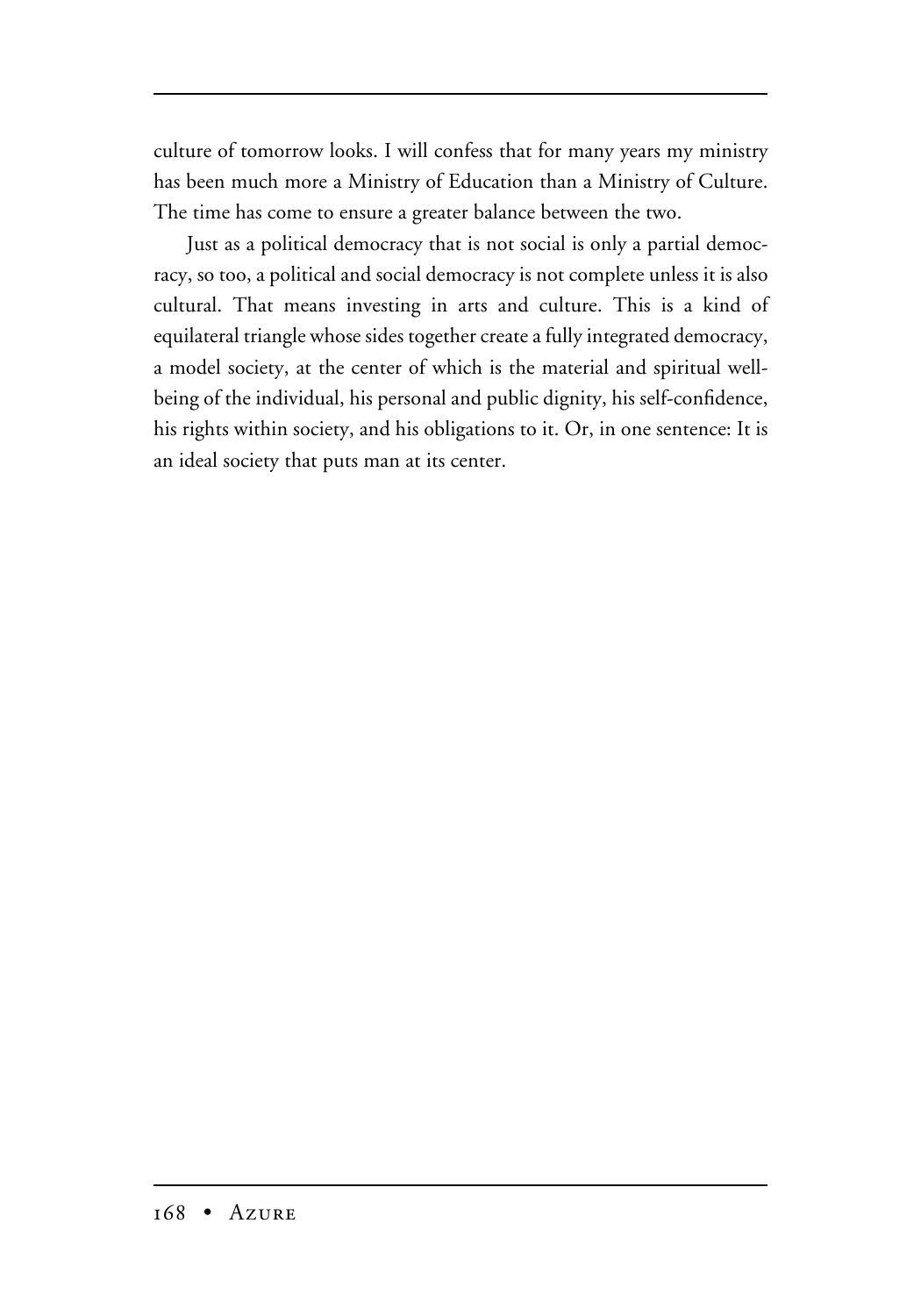culture of tomorrow looks. I will confess that for many years my ministry has been much more a Ministry of Education than a Ministry of Culture. The time has come to ensure a greater balance between the two.

Just as a political democracy that is not social is only a partial democracy, so too, a political and social democracy is not complete unless it is also cultural. That means investing in arts and culture. This is a kind of equilateral triangle whose sides together create a fully integrated democracy, a model society, at the center of which is the material and spiritual well-being of the individual, his personal and public dignity, his self-confidence, his rights within society, and his obligations to it. Or, in one sentence: It is an ideal society that puts man at its center.